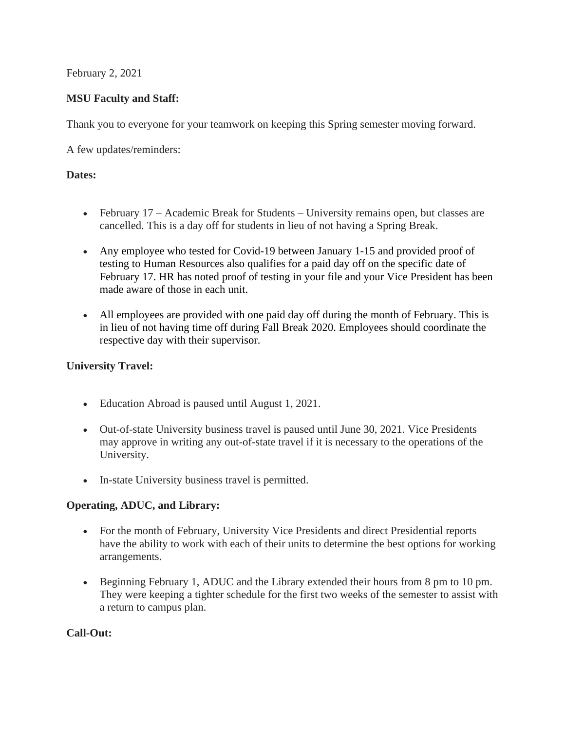February 2, 2021

**MSU Faculty and Staff:**

Thank you to everyone for your teamwork on keeping this Spring semester moving forward.

A few updates/reminders:

**Dates:**

- February 17 – Academic Break for Students – University remains open, but classes are cancelled. This is a day off for students in lieu of not having a Spring Break.
- Any employee who tested for Covid-19 between January 1-15 and provided proof of testing to Human Resources also qualifies for a paid day off on the specific date of February 17. HR has noted proof of testing in your file and your Vice President has been made aware of those in each unit.
- All employees are provided with one paid day off during the month of February. This is in lieu of not having time off during Fall Break 2020. Employees should coordinate the respective day with their supervisor.

**University Travel:**

- Education Abroad is paused until August 1, 2021.
- Out-of-state University business travel is paused until June 30, 2021. Vice Presidents may approve in writing any out-of-state travel if it is necessary to the operations of the University.
- In-state University business travel is permitted.

**Operating, ADUC, and Library:**

- For the month of February, University Vice Presidents and direct Presidential reports have the ability to work with each of their units to determine the best options for working arrangements.
- Beginning February 1, ADUC and the Library extended their hours from 8 pm to 10 pm. They were keeping a tighter schedule for the first two weeks of the semester to assist with a return to campus plan.

**Call-Out:**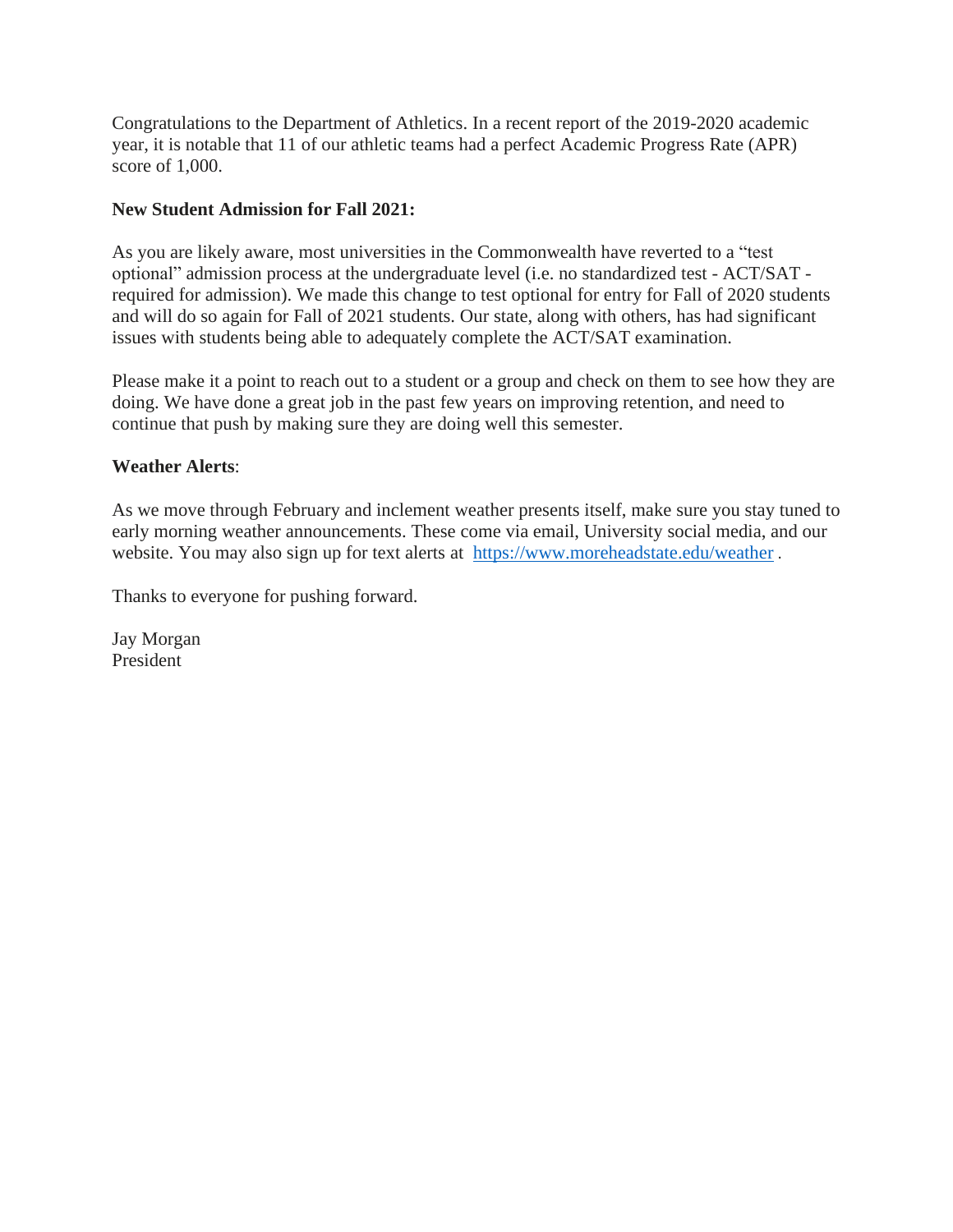Congratulations to the Department of Athletics. In a recent report of the 2019-2020 academic year, it is notable that 11 of our athletic teams had a perfect Academic Progress Rate (APR) score of 1,000.

**New Student Admission for Fall 2021:**

As you are likely aware, most universities in the Commonwealth have reverted to a "test optional" admission process at the undergraduate level (i.e. no standardized test - ACT/SAT - required for admission). We made this change to test optional for entry for Fall of 2020 students and will do so again for Fall of 2021 students. Our state, along with others, has had significant issues with students being able to adequately complete the ACT/SAT examination.

Please make it a point to reach out to a student or a group and check on them to see how they are doing. We have done a great job in the past few years on improving retention, and need to continue that push by making sure they are doing well this semester.

**Weather Alerts**:

As we move through February and inclement weather presents itself, make sure you stay tuned to early morning weather announcements. These come via email, University social media, and our website. You may also sign up for text alerts at [https://www.moreheadstate.edu/weather](https://www.moreheadstate.edu/weather) .

Thanks to everyone for pushing forward.

Jay Morgan
President